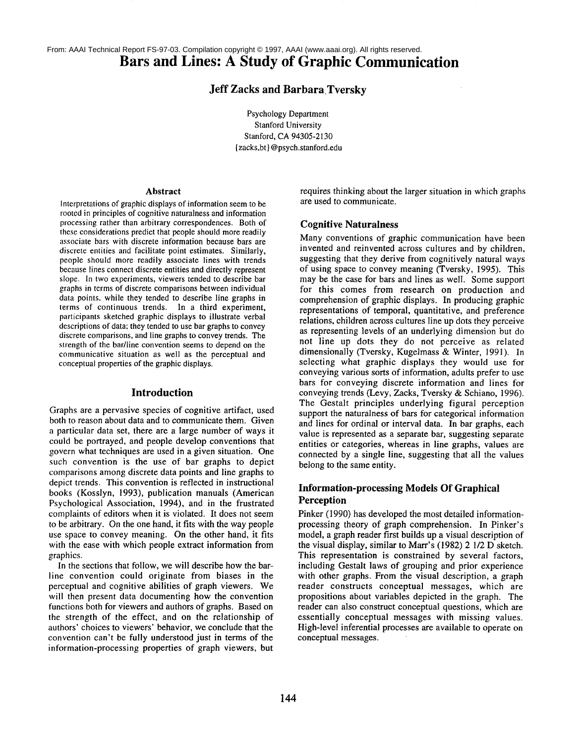From: AAAI Technical Report FS-97-03. Compilation copyright © 1997, AAAI (www.aaai.org). All rights reserved.

# Bars and Lines: A Study of Graphic Communication

**Jeff Zacks and Barbara Tversky**

Psychology Department
Stanford University
Stanford, CA 94305-2130
{zacks,bt}@psych.stanford.edu

### Abstract

Interpretations of graphic displays of information seem to be rooted in principles of cognitive naturalness and information processing rather than arbitrary correspondences. Both of these considerations predict that people should more readily associate bars with discrete information because bars are discrete entities and facilitate point estimates. Similarly, people should more readily associate lines with trends because lines connect discrete entities and directly represent slope. In two experiments, viewers tended to describe bar graphs in terms of discrete comparisons between individual data points, while they tended to describe line graphs in terms of continuous trends. In a third experiment, participants sketched graphic displays to illustrate verbal descriptions of data; they tended to use bar graphs to convey discrete comparisons, and line graphs to convey trends. The strength of the bar/line convention seems to depend on the communicative situation as well as the perceptual and conceptual properties of the graphic displays.

## Introduction

Graphs are a pervasive species of cognitive artifact, used both to reason about data and to communicate them. Given a particular data set, there are a large number of ways it could be portrayed, and people develop conventions that govern what techniques are used in a given situation. One such convention is the use of bar graphs to depict comparisons among discrete data points and line graphs to depict trends. This convention is reflected in instructional books (Kosslyn, 1993), publication manuals (American Psychological Association, 1994), and in the frustrated complaints of editors when it is violated. It does not seem to be arbitrary. On the one hand, it fits with the way people use space to convey meaning. On the other hand, it fits with the ease with which people extract information from graphics.

In the sections that follow, we will describe how the bar-line convention could originate from biases in the perceptual and cognitive abilities of graph viewers. We will then present data documenting how the convention functions both for viewers and authors of graphs. Based on the strength of the effect, and on the relationship of authors' choices to viewers' behavior, we conclude that the convention can't be fully understood just in terms of the information-processing properties of graph viewers, but requires thinking about the larger situation in which graphs are used to communicate.

### Cognitive Naturalness

Many conventions of graphic communication have been invented and reinvented across cultures and by children, suggesting that they derive from cognitively natural ways of using space to convey meaning (Tversky, 1995). This may be the case for bars and lines as well. Some support for this comes from research on production and comprehension of graphic displays. In producing graphic representations of temporal, quantitative, and preference relations, children across cultures line up dots they perceive as representing levels of an underlying dimension but do not line up dots they do not perceive as related dimensionally (Tversky, Kugelmass & Winter, 1991). In selecting what graphic displays they would use for conveying various sorts of information, adults prefer to use bars for conveying discrete information and lines for conveying trends (Levy, Zacks, Tversky & Schiano, 1996). The Gestalt principles underlying figural perception support the naturalness of bars for categorical information and lines for ordinal or interval data. In bar graphs, each value is represented as a separate bar, suggesting separate entities or categories, whereas in line graphs, values are connected by a single line, suggesting that all the values belong to the same entity.

### Information-processing Models Of Graphical Perception

Pinker (1990) has developed the most detailed information-processing theory of graph comprehension. In Pinker's model, a graph reader first builds up a visual description of the visual display, similar to Marr's (1982) 2 1/2 D sketch. This representation is constrained by several factors, including Gestalt laws of grouping and prior experience with other graphs. From the visual description, a graph reader constructs conceptual messages, which are propositions about variables depicted in the graph. The reader can also construct conceptual questions, which are essentially conceptual messages with missing values. High-level inferential processes are available to operate on conceptual messages.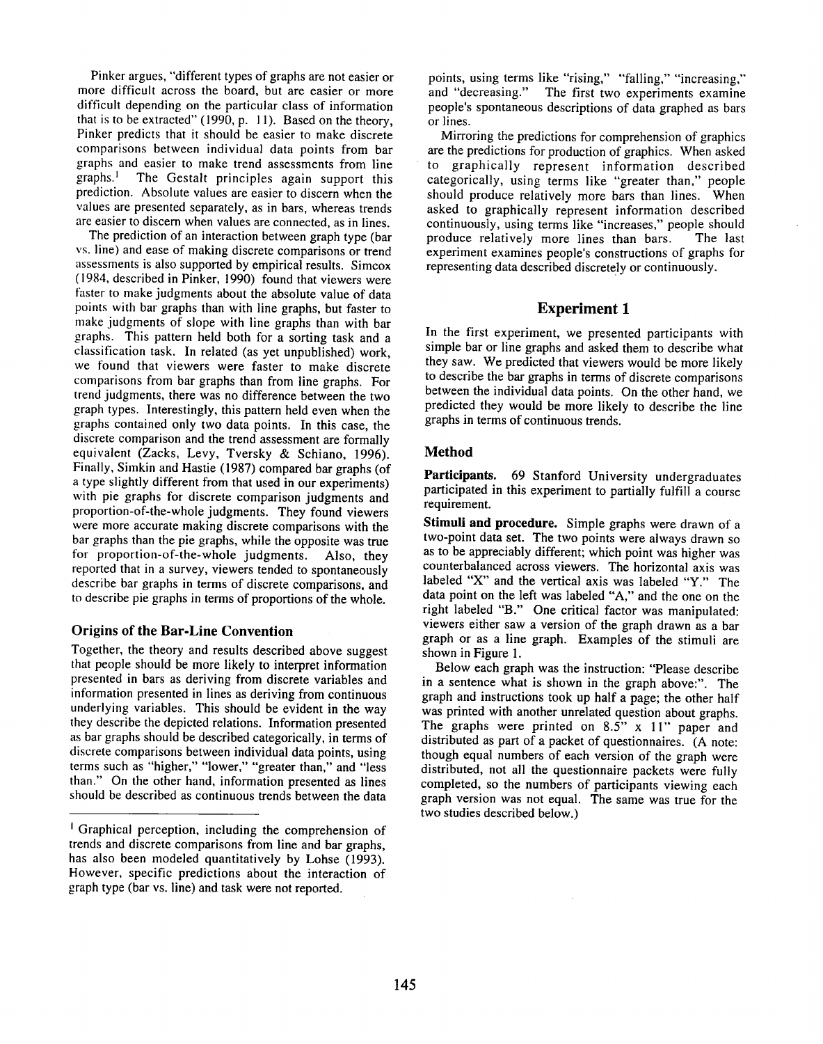Pinker argues, "different types of graphs are not easier or more difficult across the board, but are easier or more difficult depending on the particular class of information that is to be extracted" (1990, p. 11). Based on the theory, Pinker predicts that it should be easier to make discrete comparisons between individual data points from bar graphs and easier to make trend assessments from line graphs.[1] The Gestalt principles again support this prediction. Absolute values are easier to discern when the values are presented separately, as in bars, whereas trends are easier to discern when values are connected, as in lines.

The prediction of an interaction between graph type (bar vs. line) and ease of making discrete comparisons or trend assessments is also supported by empirical results. Simcox (1984, described in Pinker, 1990) found that viewers were faster to make judgments about the absolute value of data points with bar graphs than with line graphs, but faster to make judgments of slope with line graphs than with bar graphs. This pattern held both for a sorting task and a classification task. In related (as yet unpublished) work, we found that viewers were faster to make discrete comparisons from bar graphs than from line graphs. For trend judgments, there was no difference between the two graph types. Interestingly, this pattern held even when the graphs contained only two data points. In this case, the discrete comparison and the trend assessment are formally equivalent (Zacks, Levy, Tversky & Schiano, 1996). Finally, Simkin and Hastie (1987) compared bar graphs (of a type slightly different from that used in our experiments) with pie graphs for discrete comparison judgments and proportion-of-the-whole judgments. They found viewers were more accurate making discrete comparisons with the bar graphs than the pie graphs, while the opposite was true for proportion-of-the-whole judgments. Also, they reported that in a survey, viewers tended to spontaneously describe bar graphs in terms of discrete comparisons, and to describe pie graphs in terms of proportions of the whole.

### Origins of the Bar-Line Convention

Together, the theory and results described above suggest that people should be more likely to interpret information presented in bars as deriving from discrete variables and information presented in lines as deriving from continuous underlying variables. This should be evident in the way they describe the depicted relations. Information presented as bar graphs should be described categorically, in terms of discrete comparisons between individual data points, using terms such as "higher," "lower," "greater than," and "less than." On the other hand, information presented as lines should be described as continuous trends between the data points, using terms like "rising," "falling," "increasing," and "decreasing." The first two experiments examine people's spontaneous descriptions of data graphed as bars or lines.

Mirroring the predictions for comprehension of graphics are the predictions for production of graphics. When asked to graphically represent information described categorically, using terms like "greater than," people should produce relatively more bars than lines. When asked to graphically represent information described continuously, using terms like "increases," people should produce relatively more lines than bars. The last experiment examines people's constructions of graphs for representing data described discretely or continuously.

[1] Graphical perception, including the comprehension of trends and discrete comparisons from line and bar graphs, has also been modeled quantitatively by Lohse (1993). However, specific predictions about the interaction of graph type (bar vs. line) and task were not reported.

## Experiment 1

In the first experiment, we presented participants with simple bar or line graphs and asked them to describe what they saw. We predicted that viewers would be more likely to describe the bar graphs in terms of discrete comparisons between the individual data points. On the other hand, we predicted they would be more likely to describe the line graphs in terms of continuous trends.

### Method

**Participants.** 69 Stanford University undergraduates participated in this experiment to partially fulfill a course requirement.

**Stimuli and procedure.** Simple graphs were drawn of a two-point data set. The two points were always drawn so as to be appreciably different; which point was higher was counterbalanced across viewers. The horizontal axis was labeled "X" and the vertical axis was labeled "Y." The data point on the left was labeled "A," and the one on the right labeled "B." One critical factor was manipulated: viewers either saw a version of the graph drawn as a bar graph or as a line graph. Examples of the stimuli are shown in Figure 1.

Below each graph was the instruction: "Please describe in a sentence what is shown in the graph above:". The graph and instructions took up half a page; the other half was printed with another unrelated question about graphs. The graphs were printed on 8.5" x 11" paper and distributed as part of a packet of questionnaires. (A note: though equal numbers of each version of the graph were distributed, not all the questionnaire packets were fully completed, so the numbers of participants viewing each graph version was not equal. The same was true for the two studies described below.)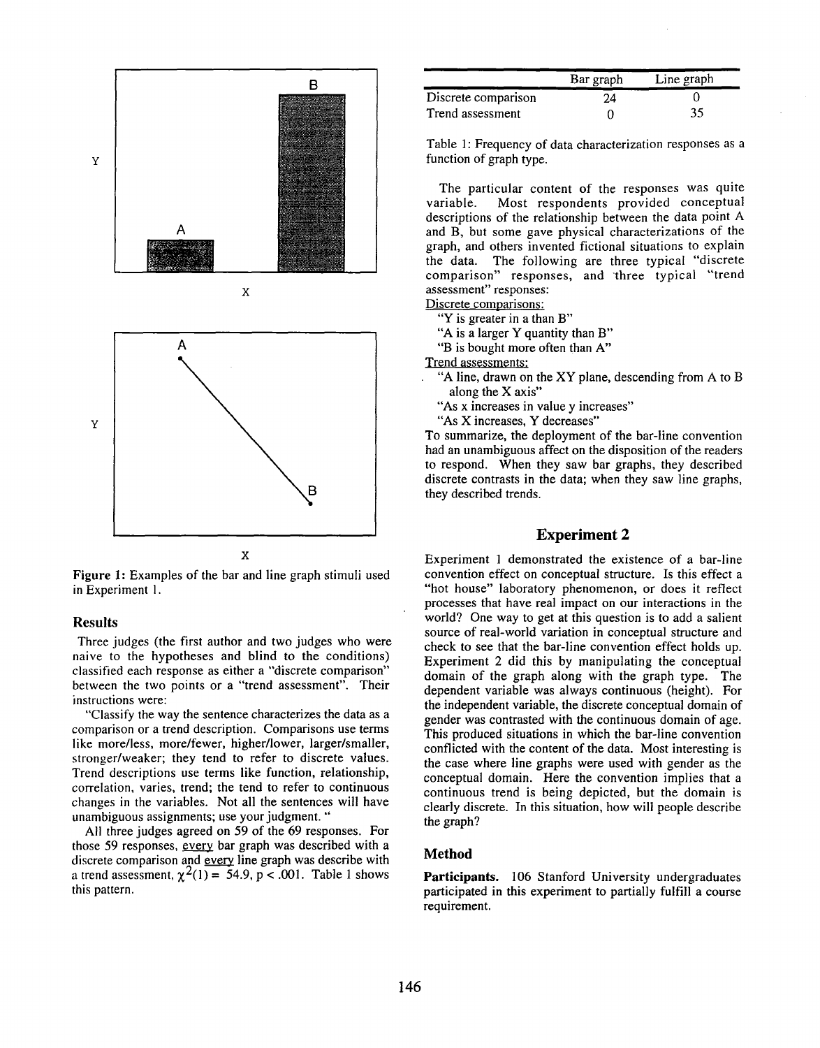**Figure 1:** Examples of the bar and line graph stimuli used in Experiment 1.

## Results

Three judges (the first author and two judges who were naive to the hypotheses and blind to the conditions) classified each response as either a "discrete comparison" between the two points or a "trend assessment". Their instructions were:

"Classify the way the sentence characterizes the data as a comparison or a trend description. Comparisons use terms like more/less, more/fewer, higher/lower, larger/smaller, stronger/weaker; they tend to refer to discrete values. Trend descriptions use terms like function, relationship, correlation, varies, trend; the tend to refer to continuous changes in the variables. Not all the sentences will have unambiguous assignments; use your judgment. "

All three judges agreed on 59 of the 69 responses. For those 59 responses, <u>every</u> bar graph was described with a discrete comparison and <u>every</u> line graph was describe with a trend assessment, $\chi^2(1) = 54.9$, $p < .001$. Table 1 shows this pattern.

| | Bar graph | Line graph |
|---|---|---|
| Discrete comparison | 24 | 0 |
| Trend assessment | 0 | 35 |

Table 1: Frequency of data characterization responses as a function of graph type.

The particular content of the responses was quite variable. Most respondents provided conceptual descriptions of the relationship between the data point A and B, but some gave physical characterizations of the graph, and others invented fictional situations to explain the data. The following are three typical "discrete comparison" responses, and three typical "trend assessment" responses:

<u>Discrete comparisons:</u>

"Y is greater in a than B"
"A is a larger Y quantity than B"
"B is bought more often than A"

<u>Trend assessments:</u>

"A line, drawn on the XY plane, descending from A to B along the X axis"
"As x increases in value y increases"
"As X increases, Y decreases"

To summarize, the deployment of the bar-line convention had an unambiguous affect on the disposition of the readers to respond. When they saw bar graphs, they described discrete contrasts in the data; when they saw line graphs, they described trends.

## Experiment 2

Experiment 1 demonstrated the existence of a bar-line convention effect on conceptual structure. Is this effect a "hot house" laboratory phenomenon, or does it reflect processes that have real impact on our interactions in the world? One way to get at this question is to add a salient source of real-world variation in conceptual structure and check to see that the bar-line convention effect holds up. Experiment 2 did this by manipulating the conceptual domain of the graph along with the graph type. The dependent variable was always continuous (height). For the independent variable, the discrete conceptual domain of gender was contrasted with the continuous domain of age. This produced situations in which the bar-line convention conflicted with the content of the data. Most interesting is the case where line graphs were used with gender as the conceptual domain. Here the convention implies that a continuous trend is being depicted, but the domain is clearly discrete. In this situation, how will people describe the graph?

### Method

**Participants.** 106 Stanford University undergraduates participated in this experiment to partially fulfill a course requirement.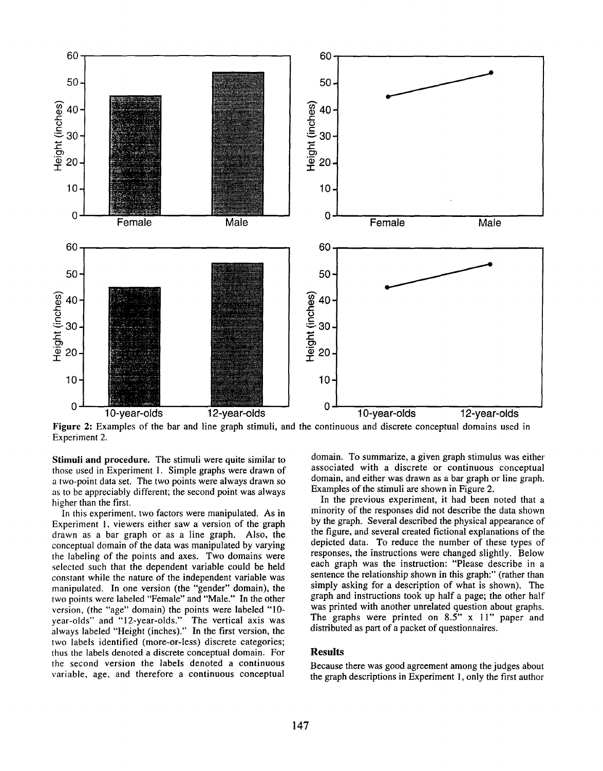Figure 2: Examples of the bar and line graph stimuli, and the continuous and discrete conceptual domains used in Experiment 2.

**Stimuli and procedure.** The stimuli were quite similar to those used in Experiment 1. Simple graphs were drawn of a two-point data set. The two points were always drawn so as to be appreciably different; the second point was always higher than the first.

In this experiment, two factors were manipulated. As in Experiment 1, viewers either saw a version of the graph drawn as a bar graph or as a line graph. Also, the conceptual domain of the data was manipulated by varying the labeling of the points and axes. Two domains were selected such that the dependent variable could be held constant while the nature of the independent variable was manipulated. In one version (the "gender" domain), the two points were labeled "Female" and "Male." In the other version, (the "age" domain) the points were labeled "10-year-olds" and "12-year-olds." The vertical axis was always labeled "Height (inches)." In the first version, the two labels identified (more-or-less) discrete categories; thus the labels denoted a discrete conceptual domain. For the second version the labels denoted a continuous variable, age, and therefore a continuous conceptual domain. To summarize, a given graph stimulus was either associated with a discrete or continuous conceptual domain, and either was drawn as a bar graph or line graph. Examples of the stimuli are shown in Figure 2.

In the previous experiment, it had been noted that a minority of the responses did not describe the data shown by the graph. Several described the physical appearance of the figure, and several created fictional explanations of the depicted data. To reduce the number of these types of responses, the instructions were changed slightly. Below each graph was the instruction: "Please describe in a sentence the relationship shown in this graph:" (rather than simply asking for a description of what is shown). The graph and instructions took up half a page; the other half was printed with another unrelated question about graphs. The graphs were printed on 8.5" x 11" paper and distributed as part of a packet of questionnaires.

## Results

Because there was good agreement among the judges about the graph descriptions in Experiment 1, only the first author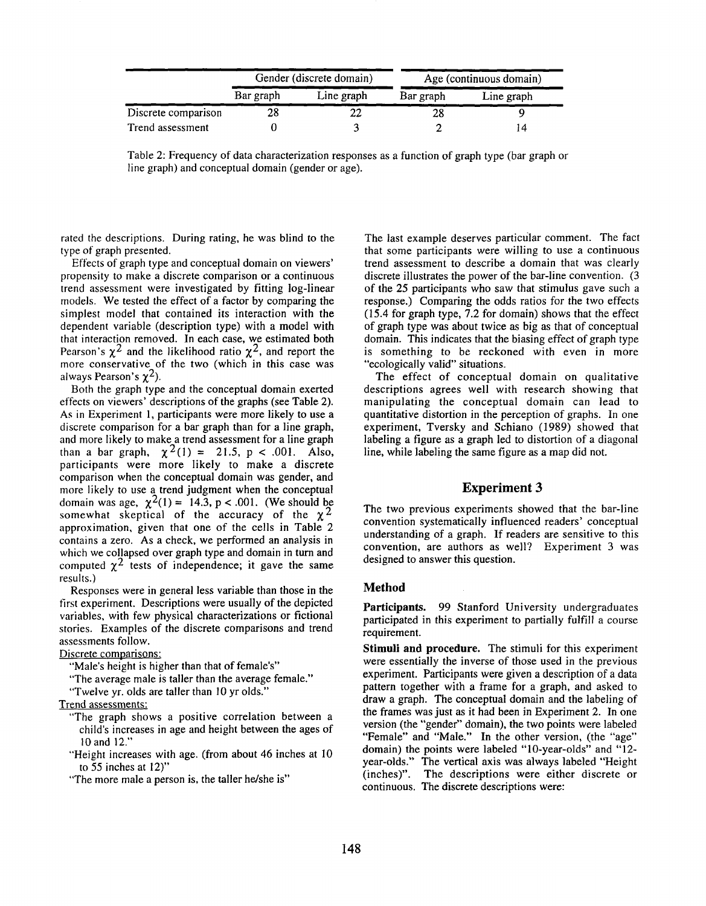| | Gender (discrete domain) | | Age (continuous domain) | |
|---|---|---|---|---|
| | Bar graph | Line graph | Bar graph | Line graph |
| Discrete comparison | 28 | 22 | 28 | 9 |
| Trend assessment | 0 | 3 | 2 | 14 |

Table 2: Frequency of data characterization responses as a function of graph type (bar graph or line graph) and conceptual domain (gender or age).

rated the descriptions. During rating, he was blind to the type of graph presented.

Effects of graph type and conceptual domain on viewers' propensity to make a discrete comparison or a continuous trend assessment were investigated by fitting log-linear models. We tested the effect of a factor by comparing the simplest model that contained its interaction with the dependent variable (description type) with a model with that interaction removed. In each case, we estimated both Pearson's $\chi^2$ and the likelihood ratio $\chi^2$, and report the more conservative of the two (which in this case was always Pearson's $\chi^2$).

Both the graph type and the conceptual domain exerted effects on viewers' descriptions of the graphs (see Table 2). As in Experiment 1, participants were more likely to use a discrete comparison for a bar graph than for a line graph, and more likely to make a trend assessment for a line graph than a bar graph, $\chi^2(1) = 21.5$, $p < .001$. Also, participants were more likely to make a discrete comparison when the conceptual domain was gender, and more likely to use a trend judgment when the conceptual domain was age, $\chi^2(1) = 14.3$, $p < .001$. (We should be somewhat skeptical of the accuracy of the $\chi^2$ approximation, given that one of the cells in Table 2 contains a zero. As a check, we performed an analysis in which we collapsed over graph type and domain in turn and computed $\chi^2$ tests of independence; it gave the same results.)

Responses were in general less variable than those in the first experiment. Descriptions were usually of the depicted variables, with few physical characterizations or fictional stories. Examples of the discrete comparisons and trend assessments follow.

Discrete comparisons:

"Male's height is higher than that of female's"

"The average male is taller than the average female."

"Twelve yr. olds are taller than 10 yr olds."

Trend assessments:

"The graph shows a positive correlation between a child's increases in age and height between the ages of 10 and 12."

"Height increases with age. (from about 46 inches at 10 to 55 inches at 12)"

"The more male a person is, the taller he/she is"

The last example deserves particular comment. The fact that some participants were willing to use a continuous trend assessment to describe a domain that was clearly discrete illustrates the power of the bar-line convention. (3 of the 25 participants who saw that stimulus gave such a response.) Comparing the odds ratios for the two effects (15.4 for graph type, 7.2 for domain) shows that the effect of graph type was about twice as big as that of conceptual domain. This indicates that the biasing effect of graph type is something to be reckoned with even in more "ecologically valid" situations.

The effect of conceptual domain on qualitative descriptions agrees well with research showing that manipulating the conceptual domain can lead to quantitative distortion in the perception of graphs. In one experiment, Tversky and Schiano (1989) showed that labeling a figure as a graph led to distortion of a diagonal line, while labeling the same figure as a map did not.

## Experiment 3

The two previous experiments showed that the bar-line convention systematically influenced readers' conceptual understanding of a graph. If readers are sensitive to this convention, are authors as well? Experiment 3 was designed to answer this question.

### Method

**Participants.** 99 Stanford University undergraduates participated in this experiment to partially fulfill a course requirement.

**Stimuli and procedure.** The stimuli for this experiment were essentially the inverse of those used in the previous experiment. Participants were given a description of a data pattern together with a frame for a graph, and asked to draw a graph. The conceptual domain and the labeling of the frames was just as it had been in Experiment 2. In one version (the "gender" domain), the two points were labeled "Female" and "Male." In the other version, (the "age" domain) the points were labeled "10-year-olds" and "12-year-olds." The vertical axis was always labeled "Height (inches)". The descriptions were either discrete or continuous. The discrete descriptions were: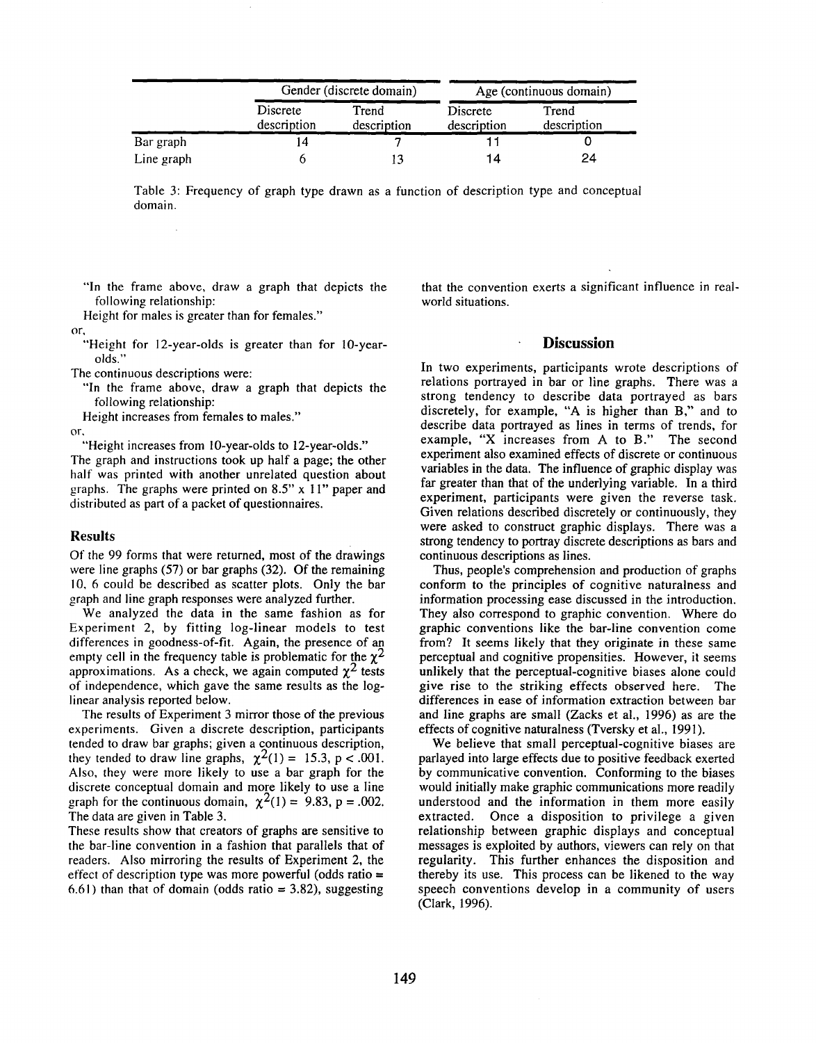|  | Gender (discrete domain) |  | Age (continuous domain) |  |
|---|---|---|---|---|
|  | Discrete description | Trend description | Discrete description | Trend description |
| Bar graph | 14 | 7 | 11 | 0 |
| Line graph | 6 | 13 | 14 | 24 |

Table 3: Frequency of graph type drawn as a function of description type and conceptual domain.

"In the frame above, draw a graph that depicts the following relationship:

Height for males is greater than for females."

or,

"Height for 12-year-olds is greater than for 10-year-olds."

The continuous descriptions were:

"In the frame above, draw a graph that depicts the following relationship:

Height increases from females to males."

or,

"Height increases from 10-year-olds to 12-year-olds."

The graph and instructions took up half a page; the other half was printed with another unrelated question about graphs. The graphs were printed on 8.5" x 11" paper and distributed as part of a packet of questionnaires.

### Results

Of the 99 forms that were returned, most of the drawings were line graphs (57) or bar graphs (32). Of the remaining 10, 6 could be described as scatter plots. Only the bar graph and line graph responses were analyzed further.

We analyzed the data in the same fashion as for Experiment 2, by fitting log-linear models to test differences in goodness-of-fit. Again, the presence of an empty cell in the frequency table is problematic for the $\chi^2$ approximations. As a check, we again computed $\chi^2$ tests of independence, which gave the same results as the log-linear analysis reported below.

The results of Experiment 3 mirror those of the previous experiments. Given a discrete description, participants tended to draw bar graphs; given a continuous description, they tended to draw line graphs, $\chi^2(1) = 15.3$, $p < .001$. Also, they were more likely to use a bar graph for the discrete conceptual domain and more likely to use a line graph for the continuous domain, $\chi^2(1) = 9.83$, $p = .002$. The data are given in Table 3.

These results show that creators of graphs are sensitive to the bar-line convention in a fashion that parallels that of readers. Also mirroring the results of Experiment 2, the effect of description type was more powerful (odds ratio = 6.61) than that of domain (odds ratio = 3.82), suggesting that the convention exerts a significant influence in real-world situations.

## Discussion

In two experiments, participants wrote descriptions of relations portrayed in bar or line graphs. There was a strong tendency to describe data portrayed as bars discretely, for example, "A is higher than B," and to describe data portrayed as lines in terms of trends, for example, "X increases from A to B." The second experiment also examined effects of discrete or continuous variables in the data. The influence of graphic display was far greater than that of the underlying variable. In a third experiment, participants were given the reverse task. Given relations described discretely or continuously, they were asked to construct graphic displays. There was a strong tendency to portray discrete descriptions as bars and continuous descriptions as lines.

Thus, people's comprehension and production of graphs conform to the principles of cognitive naturalness and information processing ease discussed in the introduction. They also correspond to graphic convention. Where do graphic conventions like the bar-line convention come from? It seems likely that they originate in these same perceptual and cognitive propensities. However, it seems unlikely that the perceptual-cognitive biases alone could give rise to the striking effects observed here. The differences in ease of information extraction between bar and line graphs are small (Zacks et al., 1996) as are the effects of cognitive naturalness (Tversky et al., 1991).

We believe that small perceptual-cognitive biases are parlayed into large effects due to positive feedback exerted by communicative convention. Conforming to the biases would initially make graphic communications more readily understood and the information in them more easily extracted. Once a disposition to privilege a given relationship between graphic displays and conceptual messages is exploited by authors, viewers can rely on that regularity. This further enhances the disposition and thereby its use. This process can be likened to the way speech conventions develop in a community of users (Clark, 1996).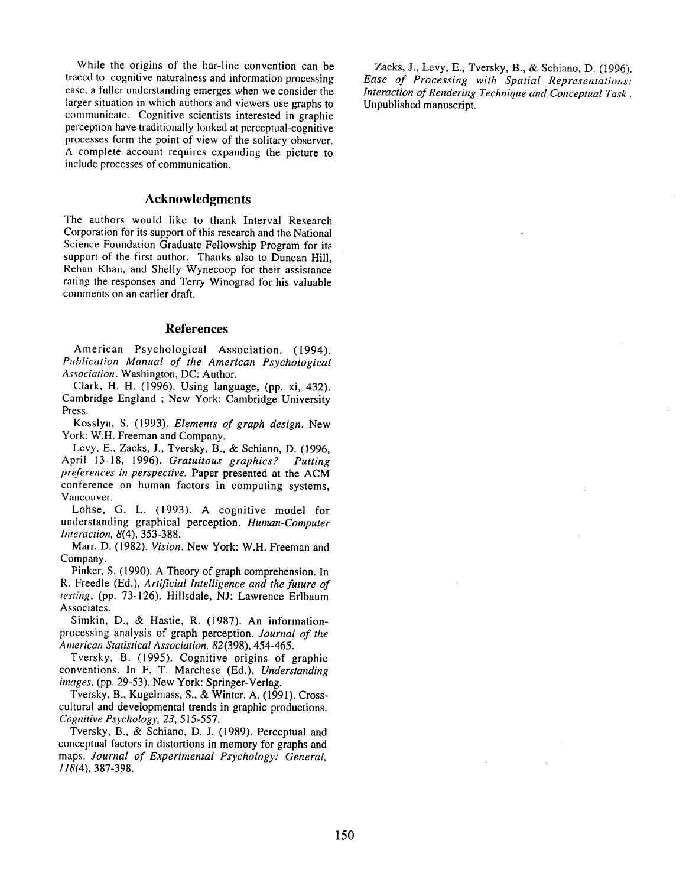While the origins of the bar-line convention can be traced to cognitive naturalness and information processing ease, a fuller understanding emerges when we consider the larger situation in which authors and viewers use graphs to communicate. Cognitive scientists interested in graphic perception have traditionally looked at perceptual-cognitive processes form the point of view of the solitary observer. A complete account requires expanding the picture to include processes of communication.

## Acknowledgments

The authors would like to thank Interval Research Corporation for its support of this research and the National Science Foundation Graduate Fellowship Program for its support of the first author. Thanks also to Duncan Hill, Rehan Khan, and Shelly Wynecoop for their assistance rating the responses and Terry Winograd for his valuable comments on an earlier draft.

## References

American Psychological Association. (1994). *Publication Manual of the American Psychological Association*. Washington, DC: Author.

Clark, H. H. (1996). Using language, (pp. xi, 432). Cambridge England ; New York: Cambridge University Press.

Kosslyn, S. (1993). *Elements of graph design*. New York: W.H. Freeman and Company.

Levy, E., Zacks, J., Tversky, B., & Schiano, D. (1996, April 13-18, 1996). *Gratuitous graphics? Putting preferences in perspective.* Paper presented at the ACM conference on human factors in computing systems, Vancouver.

Lohse, G. L. (1993). A cognitive model for understanding graphical perception. *Human-Computer Interaction, 8*(4), 353-388.

Marr, D. (1982). *Vision*. New York: W.H. Freeman and Company.

Pinker, S. (1990). A Theory of graph comprehension. In R. Freedle (Ed.), *Artificial Intelligence and the future of testing*, (pp. 73-126). Hillsdale, NJ: Lawrence Erlbaum Associates.

Simkin, D., & Hastie, R. (1987). An information-processing analysis of graph perception. *Journal of the American Statistical Association, 82*(398), 454-465.

Tversky, B. (1995). Cognitive origins of graphic conventions. In F. T. Marchese (Ed.), *Understanding images*, (pp. 29-53). New York: Springer-Verlag.

Tversky, B., Kugelmass, S., & Winter, A. (1991). Cross-cultural and developmental trends in graphic productions. *Cognitive Psychology, 23*, 515-557.

Tversky, B., & Schiano, D. J. (1989). Perceptual and conceptual factors in distortions in memory for graphs and maps. *Journal of Experimental Psychology: General, 118*(4), 387-398.

Zacks, J., Levy, E., Tversky, B., & Schiano, D. (1996). *Ease of Processing with Spatial Representations: Interaction of Rendering Technique and Conceptual Task*. Unpublished manuscript.